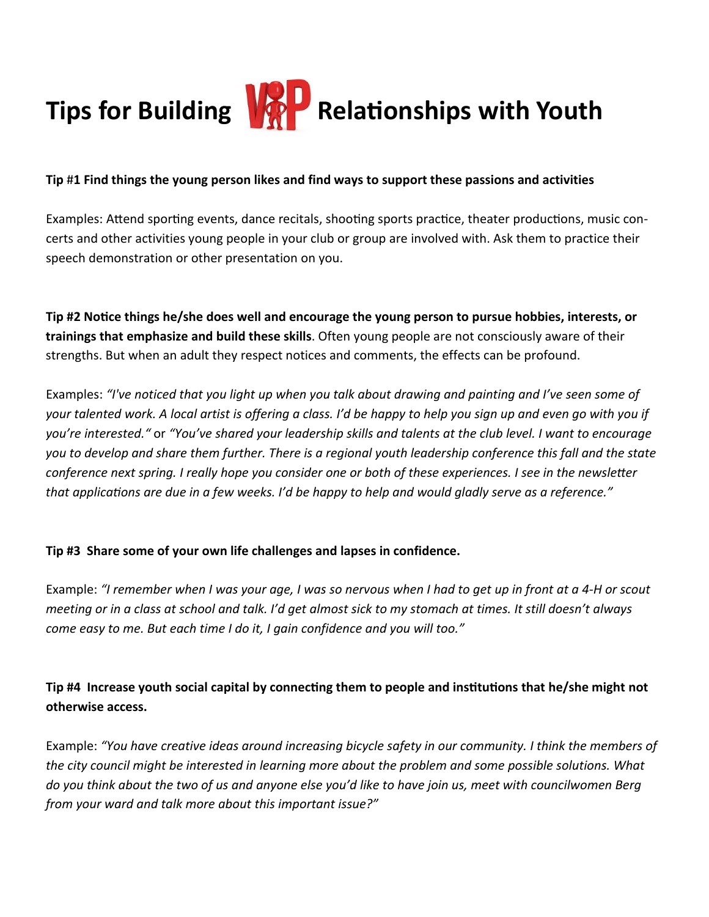# Tips for Building VIP Relationships with Youth

**Tip #1 Find things the young person likes and find ways to support these passions and activities**

Examples: Attend sporting events, dance recitals, shooting sports practice, theater productions, music concerts and other activities young people in your club or group are involved with. Ask them to practice their speech demonstration or other presentation on you.

**Tip #2 Notice things he/she does well and encourage the young person to pursue hobbies, interests, or trainings that emphasize and build these skills**. Often young people are not consciously aware of their strengths. But when an adult they respect notices and comments, the effects can be profound.

Examples: *"I've noticed that you light up when you talk about drawing and painting and I've seen some of your talented work. A local artist is offering a class. I'd be happy to help you sign up and even go with you if you're interested."* or *"You've shared your leadership skills and talents at the club level. I want to encourage you to develop and share them further. There is a regional youth leadership conference this fall and the state conference next spring. I really hope you consider one or both of these experiences. I see in the newsletter that applications are due in a few weeks. I'd be happy to help and would gladly serve as a reference."*

**Tip #3 Share some of your own life challenges and lapses in confidence.**

Example: *"I remember when I was your age, I was so nervous when I had to get up in front at a 4-H or scout meeting or in a class at school and talk. I'd get almost sick to my stomach at times. It still doesn't always come easy to me. But each time I do it, I gain confidence and you will too."*

**Tip #4 Increase youth social capital by connecting them to people and institutions that he/she might not otherwise access.**

Example: *"You have creative ideas around increasing bicycle safety in our community. I think the members of the city council might be interested in learning more about the problem and some possible solutions. What do you think about the two of us and anyone else you'd like to have join us, meet with councilwomen Berg from your ward and talk more about this important issue?"*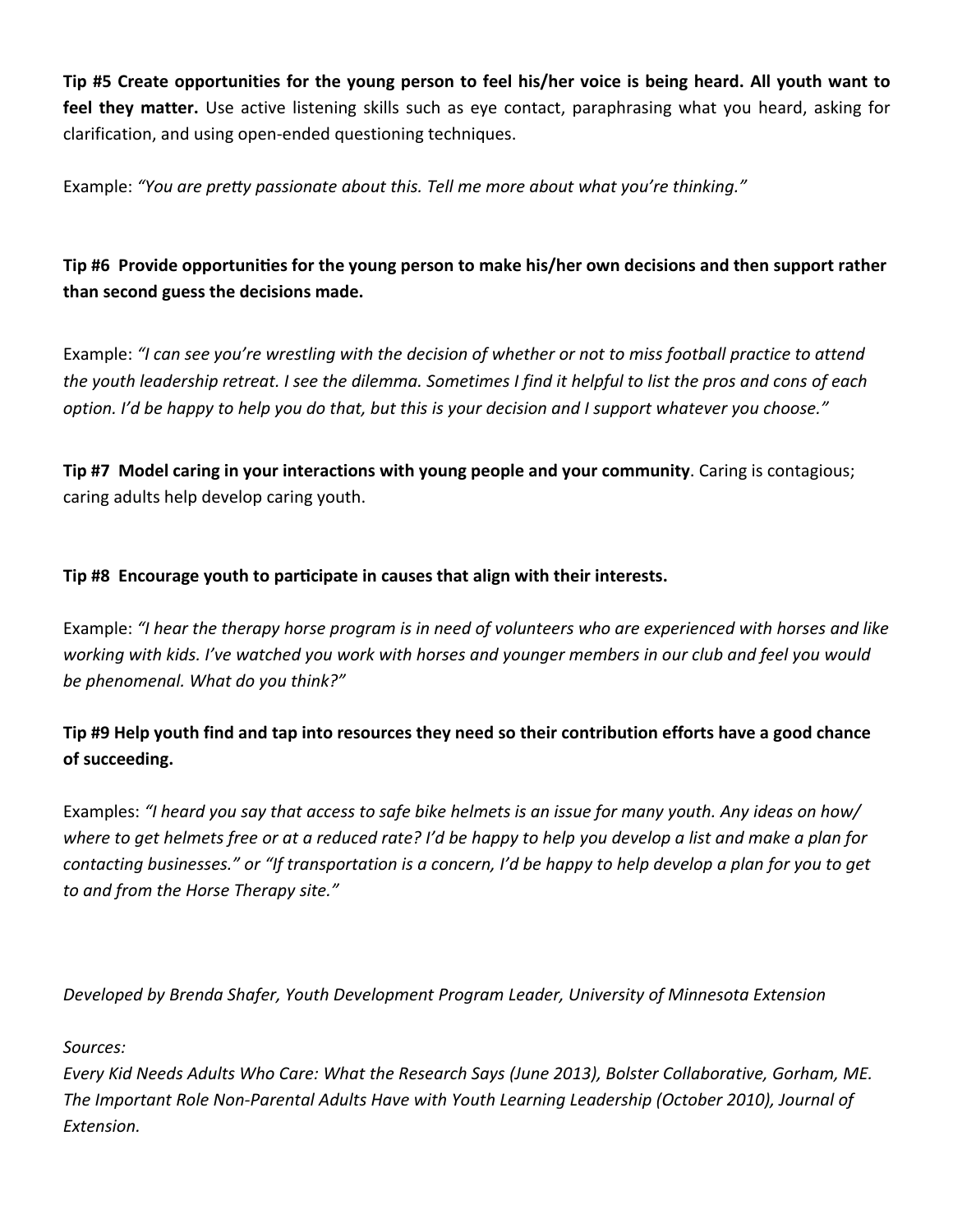**Tip #5 Create opportunities for the young person to feel his/her voice is being heard. All youth want to feel they matter.** Use active listening skills such as eye contact, paraphrasing what you heard, asking for clarification, and using open-ended questioning techniques.

Example: *"You are pretty passionate about this. Tell me more about what you're thinking."*

**Tip #6 Provide opportunities for the young person to make his/her own decisions and then support rather than second guess the decisions made.**

Example: *"I can see you're wrestling with the decision of whether or not to miss football practice to attend the youth leadership retreat. I see the dilemma. Sometimes I find it helpful to list the pros and cons of each option. I'd be happy to help you do that, but this is your decision and I support whatever you choose."*

**Tip #7 Model caring in your interactions with young people and your community**. Caring is contagious; caring adults help develop caring youth.

**Tip #8 Encourage youth to participate in causes that align with their interests.**

Example: *"I hear the therapy horse program is in need of volunteers who are experienced with horses and like working with kids. I've watched you work with horses and younger members in our club and feel you would be phenomenal. What do you think?"*

**Tip #9 Help youth find and tap into resources they need so their contribution efforts have a good chance of succeeding.**

Examples: *"I heard you say that access to safe bike helmets is an issue for many youth. Any ideas on how/ where to get helmets free or at a reduced rate? I'd be happy to help you develop a list and make a plan for contacting businesses."* or *"If transportation is a concern, I'd be happy to help develop a plan for you to get to and from the Horse Therapy site."*

*Developed by Brenda Shafer, Youth Development Program Leader, University of Minnesota Extension*

*Sources:*
*Every Kid Needs Adults Who Care: What the Research Says (June 2013), Bolster Collaborative, Gorham, ME.*
*The Important Role Non-Parental Adults Have with Youth Learning Leadership (October 2010), Journal of Extension.*